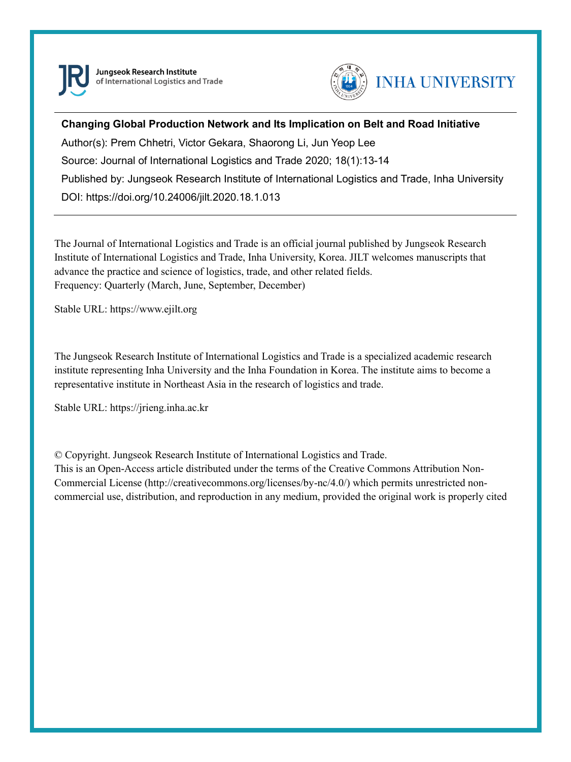Jungseok Research Institute of International Logistics and Trade

INHA UNIVERSITY

---

**Changing Global Production Network and Its Implication on Belt and Road Initiative**

Author(s): Prem Chhetri, Victor Gekara, Shaorong Li, Jun Yeop Lee

Source: Journal of International Logistics and Trade 2020; 18(1):13-14

Published by: Jungseok Research Institute of International Logistics and Trade, Inha University

DOI: https://doi.org/10.24006/jilt.2020.18.1.013

---

The Journal of International Logistics and Trade is an official journal published by Jungseok Research Institute of International Logistics and Trade, Inha University, Korea. JILT welcomes manuscripts that advance the practice and science of logistics, trade, and other related fields.
Frequency: Quarterly (March, June, September, December)

Stable URL: https://www.ejilt.org

The Jungseok Research Institute of International Logistics and Trade is a specialized academic research institute representing Inha University and the Inha Foundation in Korea. The institute aims to become a representative institute in Northeast Asia in the research of logistics and trade.

Stable URL: https://jrieng.inha.ac.kr

© Copyright. Jungseok Research Institute of International Logistics and Trade.
This is an Open-Access article distributed under the terms of the Creative Commons Attribution Non-Commercial License (http://creativecommons.org/licenses/by-nc/4.0/) which permits unrestricted non-commercial use, distribution, and reproduction in any medium, provided the original work is properly cited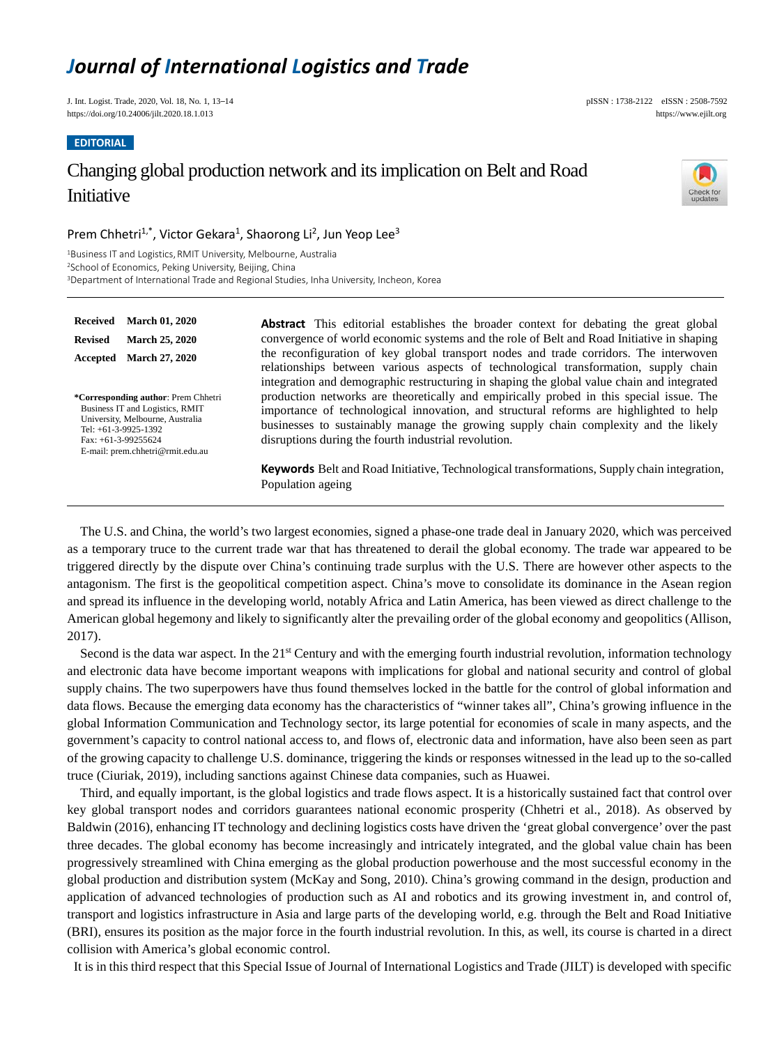# Journal of International Logistics and Trade

**EDITORIAL**

# Changing global production network and its implication on Belt and Road Initiative

Prem Chhetri[1,*], Victor Gekara[1], Shaorong Li[2], Jun Yeop Lee[3]

[1]Business IT and Logistics, RMIT University, Melbourne, Australia
[2]School of Economics, Peking University, Beijing, China
[3]Department of International Trade and Regional Studies, Inha University, Incheon, Korea

**Received** March 01, 2020
**Revised** March 25, 2020
**Accepted** March 27, 2020

**\*Corresponding author**: Prem Chhetri
Business IT and Logistics, RMIT University, Melbourne, Australia
Tel: +61-3-9925-1392
Fax: +61-3-99255624
E-mail: prem.chhetri@rmit.edu.au

**Abstract** This editorial establishes the broader context for debating the great global convergence of world economic systems and the role of Belt and Road Initiative in shaping the reconfiguration of key global transport nodes and trade corridors. The interwoven relationships between various aspects of technological transformation, supply chain integration and demographic restructuring in shaping the global value chain and integrated production networks are theoretically and empirically probed in this special issue. The importance of technological innovation, and structural reforms are highlighted to help businesses to sustainably manage the growing supply chain complexity and the likely disruptions during the fourth industrial revolution.

**Keywords** Belt and Road Initiative, Technological transformations, Supply chain integration, Population ageing

---

The U.S. and China, the world's two largest economies, signed a phase-one trade deal in January 2020, which was perceived as a temporary truce to the current trade war that has threatened to derail the global economy. The trade war appeared to be triggered directly by the dispute over China's continuing trade surplus with the U.S. There are however other aspects to the antagonism. The first is the geopolitical competition aspect. China's move to consolidate its dominance in the Asean region and spread its influence in the developing world, notably Africa and Latin America, has been viewed as direct challenge to the American global hegemony and likely to significantly alter the prevailing order of the global economy and geopolitics (Allison, 2017).

Second is the data war aspect. In the 21st Century and with the emerging fourth industrial revolution, information technology and electronic data have become important weapons with implications for global and national security and control of global supply chains. The two superpowers have thus found themselves locked in the battle for the control of global information and data flows. Because the emerging data economy has the characteristics of "winner takes all", China's growing influence in the global Information Communication and Technology sector, its large potential for economies of scale in many aspects, and the government's capacity to control national access to, and flows of, electronic data and information, have also been seen as part of the growing capacity to challenge U.S. dominance, triggering the kinds or responses witnessed in the lead up to the so-called truce (Ciuriak, 2019), including sanctions against Chinese data companies, such as Huawei.

Third, and equally important, is the global logistics and trade flows aspect. It is a historically sustained fact that control over key global transport nodes and corridors guarantees national economic prosperity (Chhetri et al., 2018). As observed by Baldwin (2016), enhancing IT technology and declining logistics costs have driven the 'great global convergence' over the past three decades. The global economy has become increasingly and intricately integrated, and the global value chain has been progressively streamlined with China emerging as the global production powerhouse and the most successful economy in the global production and distribution system (McKay and Song, 2010). China's growing command in the design, production and application of advanced technologies of production such as AI and robotics and its growing investment in, and control of, transport and logistics infrastructure in Asia and large parts of the developing world, e.g. through the Belt and Road Initiative (BRI), ensures its position as the major force in the fourth industrial revolution. In this, as well, its course is charted in a direct collision with America's global economic control.

It is in this third respect that this Special Issue of Journal of International Logistics and Trade (JILT) is developed with specific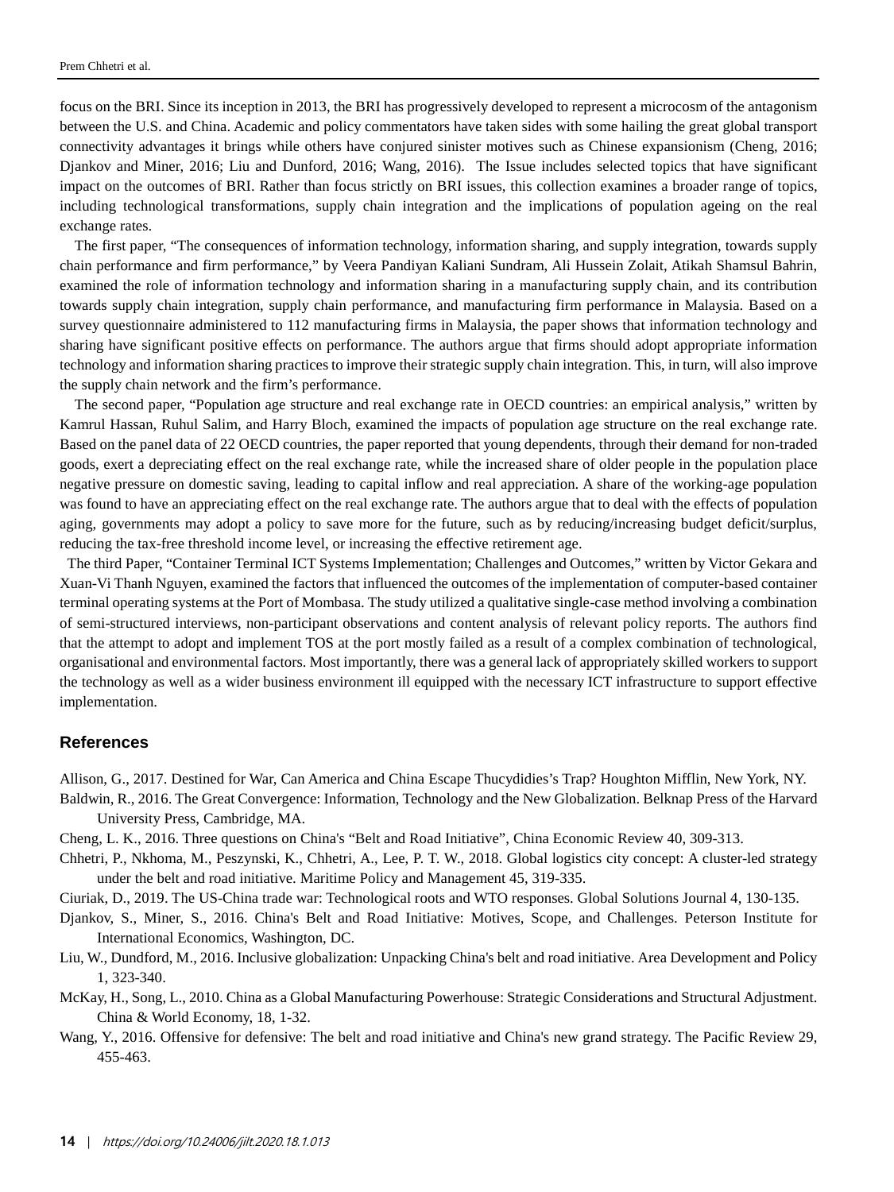focus on the BRI. Since its inception in 2013, the BRI has progressively developed to represent a microcosm of the antagonism between the U.S. and China. Academic and policy commentators have taken sides with some hailing the great global transport connectivity advantages it brings while others have conjured sinister motives such as Chinese expansionism (Cheng, 2016; Djankov and Miner, 2016; Liu and Dunford, 2016; Wang, 2016). The Issue includes selected topics that have significant impact on the outcomes of BRI. Rather than focus strictly on BRI issues, this collection examines a broader range of topics, including technological transformations, supply chain integration and the implications of population ageing on the real exchange rates.

The first paper, "The consequences of information technology, information sharing, and supply integration, towards supply chain performance and firm performance," by Veera Pandiyan Kaliani Sundram, Ali Hussein Zolait, Atikah Shamsul Bahrin, examined the role of information technology and information sharing in a manufacturing supply chain, and its contribution towards supply chain integration, supply chain performance, and manufacturing firm performance in Malaysia. Based on a survey questionnaire administered to 112 manufacturing firms in Malaysia, the paper shows that information technology and sharing have significant positive effects on performance. The authors argue that firms should adopt appropriate information technology and information sharing practices to improve their strategic supply chain integration. This, in turn, will also improve the supply chain network and the firm's performance.

The second paper, "Population age structure and real exchange rate in OECD countries: an empirical analysis," written by Kamrul Hassan, Ruhul Salim, and Harry Bloch, examined the impacts of population age structure on the real exchange rate. Based on the panel data of 22 OECD countries, the paper reported that young dependents, through their demand for non-traded goods, exert a depreciating effect on the real exchange rate, while the increased share of older people in the population place negative pressure on domestic saving, leading to capital inflow and real appreciation. A share of the working-age population was found to have an appreciating effect on the real exchange rate. The authors argue that to deal with the effects of population aging, governments may adopt a policy to save more for the future, such as by reducing/increasing budget deficit/surplus, reducing the tax-free threshold income level, or increasing the effective retirement age.

The third Paper, "Container Terminal ICT Systems Implementation; Challenges and Outcomes," written by Victor Gekara and Xuan-Vi Thanh Nguyen, examined the factors that influenced the outcomes of the implementation of computer-based container terminal operating systems at the Port of Mombasa. The study utilized a qualitative single-case method involving a combination of semi-structured interviews, non-participant observations and content analysis of relevant policy reports. The authors find that the attempt to adopt and implement TOS at the port mostly failed as a result of a complex combination of technological, organisational and environmental factors. Most importantly, there was a general lack of appropriately skilled workers to support the technology as well as a wider business environment ill equipped with the necessary ICT infrastructure to support effective implementation.

## References

Allison, G., 2017. Destined for War, Can America and China Escape Thucydidies's Trap? Houghton Mifflin, New York, NY.

Baldwin, R., 2016. The Great Convergence: Information, Technology and the New Globalization. Belknap Press of the Harvard University Press, Cambridge, MA.

Cheng, L. K., 2016. Three questions on China's "Belt and Road Initiative", China Economic Review 40, 309-313.

Chhetri, P., Nkhoma, M., Peszynski, K., Chhetri, A., Lee, P. T. W., 2018. Global logistics city concept: A cluster-led strategy under the belt and road initiative. Maritime Policy and Management 45, 319-335.

Ciuriak, D., 2019. The US-China trade war: Technological roots and WTO responses. Global Solutions Journal 4, 130-135.

Djankov, S., Miner, S., 2016. China's Belt and Road Initiative: Motives, Scope, and Challenges. Peterson Institute for International Economics, Washington, DC.

Liu, W., Dundford, M., 2016. Inclusive globalization: Unpacking China's belt and road initiative. Area Development and Policy 1, 323-340.

McKay, H., Song, L., 2010. China as a Global Manufacturing Powerhouse: Strategic Considerations and Structural Adjustment. China & World Economy, 18, 1-32.

Wang, Y., 2016. Offensive for defensive: The belt and road initiative and China's new grand strategy. The Pacific Review 29, 455-463.